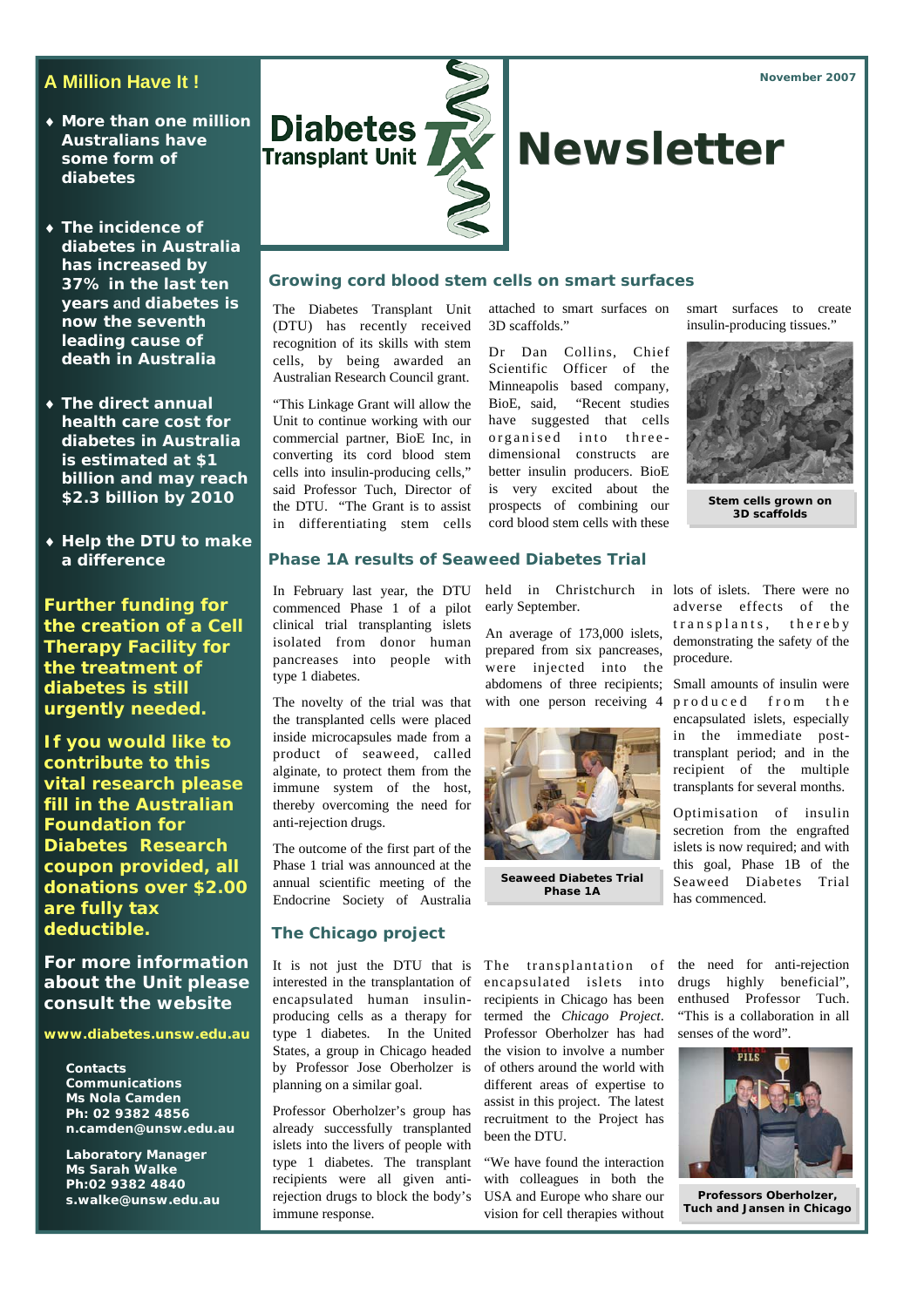November 2007

# Diabetes Transplant Unit Newsletter

## A Million Have It !

- More than one million Australians have some form of diabetes
- The incidence of diabetes in Australia has increased by 37% in the last ten years and diabetes is now the seventh leading cause of death in Australia
- The direct annual health care cost for diabetes in Australia is estimated at $1 billion and may reach $2.3 billion by 2010
- Help the DTU to make a difference

**Further funding for the creation of a Cell Therapy Facility for the treatment of diabetes is still urgently needed.**

**If you would like to contribute to this vital research please fill in the Australian Foundation for Diabetes Research coupon provided, all donations over $2.00 are fully tax deductible.**

**For more information about the Unit please consult the website**

**www.diabetes.unsw.edu.au**

**Contacts**
**Communications**
**Ms Nola Camden**
**Ph: 02 9382 4856**
**n.camden@unsw.edu.au**

**Laboratory Manager**
**Ms Sarah Walke**
**Ph:02 9382 4840**
**s.walke@unsw.edu.au**

## Growing cord blood stem cells on smart surfaces

The Diabetes Transplant Unit (DTU) has recently received recognition of its skills with stem cells, by being awarded an Australian Research Council grant.

"This Linkage Grant will allow the Unit to continue working with our commercial partner, BioE Inc, in converting its cord blood stem cells into insulin-producing cells," said Professor Tuch, Director of the DTU. "The Grant is to assist in differentiating stem cells attached to smart surfaces on 3D scaffolds."

Dr Dan Collins, Chief Scientific Officer of the Minneapolis based company, BioE, said, "Recent studies have suggested that cells organised into three-dimensional constructs are better insulin producers. BioE is very excited about the prospects of combining our cord blood stem cells with these smart surfaces to create insulin-producing tissues."

Stem cells grown on 3D scaffolds

## Phase 1A results of Seaweed Diabetes Trial

In February last year, the DTU commenced Phase 1 of a pilot clinical trial transplanting islets isolated from donor human pancreases into people with type 1 diabetes.

The novelty of the trial was that the transplanted cells were placed inside microcapsules made from a product of seaweed, called alginate, to protect them from the immune system of the host, thereby overcoming the need for anti-rejection drugs.

The outcome of the first part of the Phase 1 trial was announced at the annual scientific meeting of the Endocrine Society of Australia held in Christchurch in early September.

An average of 173,000 islets, prepared from six pancreases, were injected into the abdomens of three recipients; with one person receiving 4 lots of islets. There were no adverse effects of the transplants, thereby demonstrating the safety of the procedure.

Seaweed Diabetes Trial Phase 1A

Small amounts of insulin were produced from the encapsulated islets, especially in the immediate post-transplant period; and in the recipient of the multiple transplants for several months.

Optimisation of insulin secretion from the engrafted islets is now required; and with this goal, Phase 1B of the Seaweed Diabetes Trial has commenced.

## The Chicago project

It is not just the DTU that is interested in the transplantation of encapsulated human insulin-producing cells as a therapy for type 1 diabetes. In the United States, a group in Chicago headed by Professor Jose Oberholzer is planning on a similar goal.

Professor Oberholzer's group has already successfully transplanted islets into the livers of people with type 1 diabetes. The transplant recipients were all given anti-rejection drugs to block the body's immune response.

The transplantation of encapsulated islets into recipients in Chicago has been termed the *Chicago Project*. Professor Oberholzer has had the vision to involve a number of others around the world with different areas of expertise to assist in this project. The latest recruitment to the Project has been the DTU.

"We have found the interaction with colleagues in both the USA and Europe who share our vision for cell therapies without the need for anti-rejection drugs highly beneficial", enthused Professor Tuch. "This is a collaboration in all senses of the word".

Professors Oberholzer, Tuch and Jansen in Chicago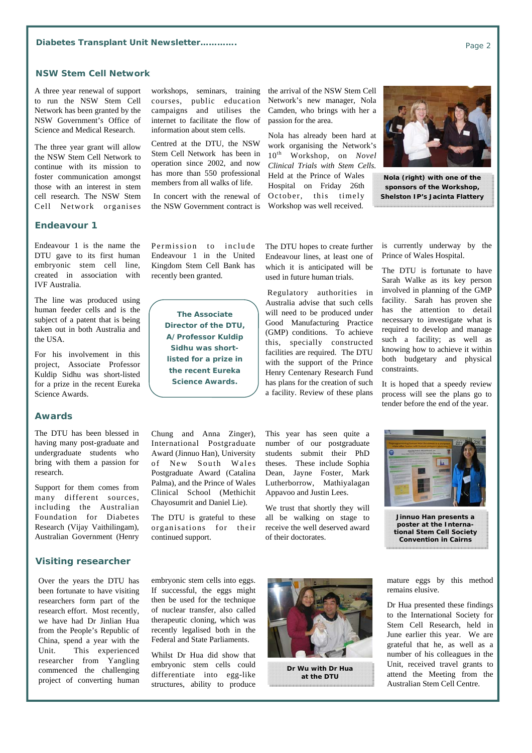## NSW Stem Cell Network

A three year renewal of support to run the NSW Stem Cell Network has been granted by the NSW Government's Office of Science and Medical Research.

The three year grant will allow the NSW Stem Cell Network to continue with its mission to foster communication amongst those with an interest in stem cell research. The NSW Stem Cell Network organises workshops, seminars, training courses, public education campaigns and utilises the internet to facilitate the flow of information about stem cells.

Centred at the DTU, the NSW Stem Cell Network has been in operation since 2002, and now has more than 550 professional members from all walks of life.

In concert with the renewal of the NSW Government contract is the arrival of the NSW Stem Cell Network's new manager, Nola Camden, who brings with her a passion for the area.

Nola has already been hard at work organising the Network's 10th Workshop, on *Novel Clinical Trials with Stem Cells.* Held at the Prince of Wales Hospital on Friday 26th October, this timely Workshop was well received.

**Nola (right) with one of the sponsors of the Workshop, Shelston IP's Jacinta Flattery**

## Endeavour 1

Endeavour 1 is the name the DTU gave to its first human embryonic stem cell line, created in association with IVF Australia.

The line was produced using human feeder cells and is the subject of a patent that is being taken out in both Australia and the USA.

For his involvement in this project, Associate Professor Kuldip Sidhu was short-listed for a prize in the recent Eureka Science Awards.

Permission to include Endeavour 1 in the United Kingdom Stem Cell Bank has recently been granted.

**The Associate Director of the DTU, A/Professor Kuldip Sidhu was short-listed for a prize in the recent Eureka Science Awards.**

The DTU hopes to create further Endeavour lines, at least one of which it is anticipated will be used in future human trials.

Regulatory authorities in Australia advise that such cells will need to be produced under Good Manufacturing Practice (GMP) conditions. To achieve this, specially constructed facilities are required. The DTU with the support of the Prince Henry Centenary Research Fund has plans for the creation of such a facility. Review of these plans is currently underway by the Prince of Wales Hospital.

The DTU is fortunate to have Sarah Walke as its key person involved in planning of the GMP facility. Sarah has proven she has the attention to detail necessary to investigate what is required to develop and manage such a facility; as well as knowing how to achieve it within both budgetary and physical constraints.

It is hoped that a speedy review process will see the plans go to tender before the end of the year.

## Awards

The DTU has been blessed in having many post-graduate and undergraduate students who bring with them a passion for research.

Support for them comes from many different sources, including the Australian Foundation for Diabetes Research (Vijay Vaithilingam), Australian Government (Henry Chung and Anna Zinger), International Postgraduate Award (Jinnuo Han), University of New South Wales Postgraduate Award (Catalina Palma), and the Prince of Wales Clinical School (Methichit Chayosumrit and Daniel Lie).

The DTU is grateful to these organisations for their continued support.

This year has seen quite a number of our postgraduate students submit their PhD theses. These include Sophia Dean, Jayne Foster, Mark Lutherborrow, Mathiyalagan Appavoo and Justin Lees.

We trust that shortly they will all be walking on stage to receive the well deserved award of their doctorates.

**Jinnuo Han presents a poster at the International Stem Cell Society Convention in Cairns**

## Visiting researcher

Over the years the DTU has been fortunate to have visiting researchers form part of the research effort. Most recently, we have had Dr Jinlian Hua from the People's Republic of China, spend a year with the Unit. This experienced researcher from Yangling commenced the challenging project of converting human embryonic stem cells into eggs. If successful, the eggs might then be used for the technique of nuclear transfer, also called therapeutic cloning, which was recently legalised both in the Federal and State Parliaments.

Whilst Dr Hua did show that embryonic stem cells could differentiate into egg-like structures, ability to produce mature eggs by this method remains elusive.

**Dr Wu with Dr Hua at the DTU**

Dr Hua presented these findings to the International Society for Stem Cell Research, held in June earlier this year. We are grateful that he, as well as a number of his colleagues in the Unit, received travel grants to attend the Meeting from the Australian Stem Cell Centre.